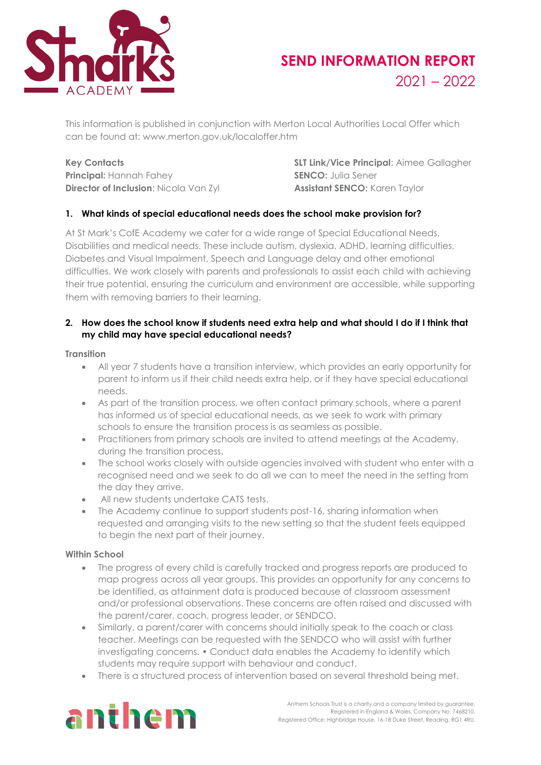# SEND INFORMATION REPORT 2021 – 2022

This information is published in conjunction with Merton Local Authorities Local Offer which can be found at: www.merton.gov.uk/localoffer.htm

**Key Contacts**
**Principal:** Hannah Fahey
**Director of Inclusion**: Nicola Van Zyl
**SLT Link/Vice Principal**: Aimee Gallagher
**SENCO:** Julia Sener
**Assistant SENCO:** Karen Taylor

## 1. What kinds of special educational needs does the school make provision for?

At St Mark's CofE Academy we cater for a wide range of Special Educational Needs, Disabilities and medical needs. These include autism, dyslexia, ADHD, learning difficulties, Diabetes and Visual Impairment, Speech and Language delay and other emotional difficulties. We work closely with parents and professionals to assist each child with achieving their true potential, ensuring the curriculum and environment are accessible, while supporting them with removing barriers to their learning.

## 2. How does the school know if students need extra help and what should I do if I think that my child may have special educational needs?

### Transition

- All year 7 students have a transition interview, which provides an early opportunity for parent to inform us if their child needs extra help, or if they have special educational needs.
- As part of the transition process, we often contact primary schools, where a parent has informed us of special educational needs, as we seek to work with primary schools to ensure the transition process is as seamless as possible.
- Practitioners from primary schools are invited to attend meetings at the Academy, during the transition process.
- The school works closely with outside agencies involved with student who enter with a recognised need and we seek to do all we can to meet the need in the setting from the day they arrive.
- All new students undertake CATS tests.
- The Academy continue to support students post-16, sharing information when requested and arranging visits to the new setting so that the student feels equipped to begin the next part of their journey.

### Within School

- The progress of every child is carefully tracked and progress reports are produced to map progress across all year groups. This provides an opportunity for any concerns to be identified, as attainment data is produced because of classroom assessment and/or professional observations. These concerns are often raised and discussed with the parent/carer, coach, progress leader, or SENDCO.
- Similarly, a parent/carer with concerns should initially speak to the coach or class teacher. Meetings can be requested with the SENDCO who will assist with further investigating concerns. • Conduct data enables the Academy to identify which students may require support with behaviour and conduct.
- There is a structured process of intervention based on several threshold being met.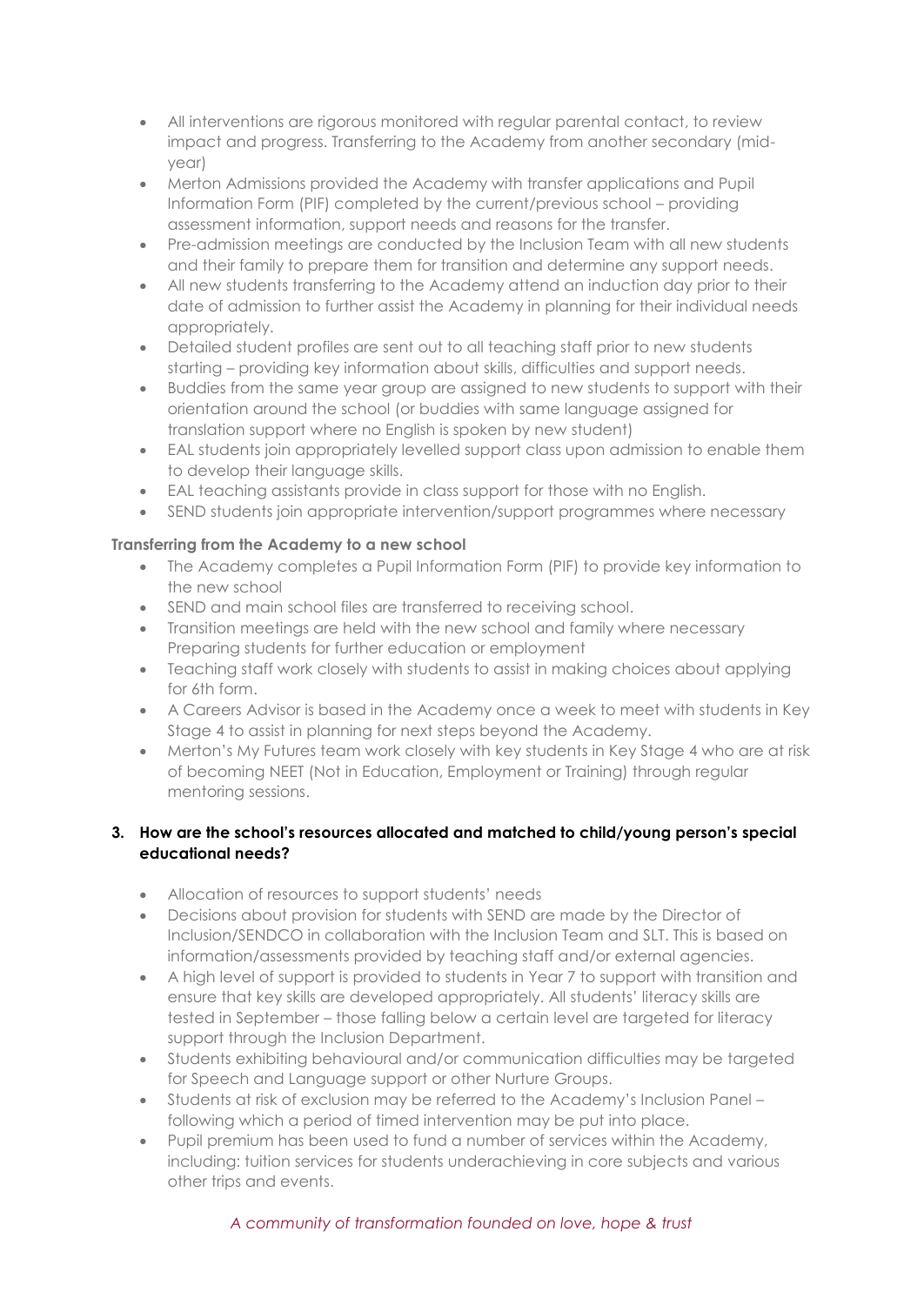- All interventions are rigorous monitored with regular parental contact, to review impact and progress. Transferring to the Academy from another secondary (mid-year)
- Merton Admissions provided the Academy with transfer applications and Pupil Information Form (PIF) completed by the current/previous school – providing assessment information, support needs and reasons for the transfer.
- Pre-admission meetings are conducted by the Inclusion Team with all new students and their family to prepare them for transition and determine any support needs.
- All new students transferring to the Academy attend an induction day prior to their date of admission to further assist the Academy in planning for their individual needs appropriately.
- Detailed student profiles are sent out to all teaching staff prior to new students starting – providing key information about skills, difficulties and support needs.
- Buddies from the same year group are assigned to new students to support with their orientation around the school (or buddies with same language assigned for translation support where no English is spoken by new student)
- EAL students join appropriately levelled support class upon admission to enable them to develop their language skills.
- EAL teaching assistants provide in class support for those with no English.
- SEND students join appropriate intervention/support programmes where necessary

**Transferring from the Academy to a new school**

- The Academy completes a Pupil Information Form (PIF) to provide key information to the new school
- SEND and main school files are transferred to receiving school.
- Transition meetings are held with the new school and family where necessary Preparing students for further education or employment
- Teaching staff work closely with students to assist in making choices about applying for 6th form.
- A Careers Advisor is based in the Academy once a week to meet with students in Key Stage 4 to assist in planning for next steps beyond the Academy.
- Merton's My Futures team work closely with key students in Key Stage 4 who are at risk of becoming NEET (Not in Education, Employment or Training) through regular mentoring sessions.

**3. How are the school's resources allocated and matched to child/young person's special educational needs?**

- Allocation of resources to support students' needs
- Decisions about provision for students with SEND are made by the Director of Inclusion/SENDCO in collaboration with the Inclusion Team and SLT. This is based on information/assessments provided by teaching staff and/or external agencies.
- A high level of support is provided to students in Year 7 to support with transition and ensure that key skills are developed appropriately. All students' literacy skills are tested in September – those falling below a certain level are targeted for literacy support through the Inclusion Department.
- Students exhibiting behavioural and/or communication difficulties may be targeted for Speech and Language support or other Nurture Groups.
- Students at risk of exclusion may be referred to the Academy's Inclusion Panel – following which a period of timed intervention may be put into place.
- Pupil premium has been used to fund a number of services within the Academy, including: tuition services for students underachieving in core subjects and various other trips and events.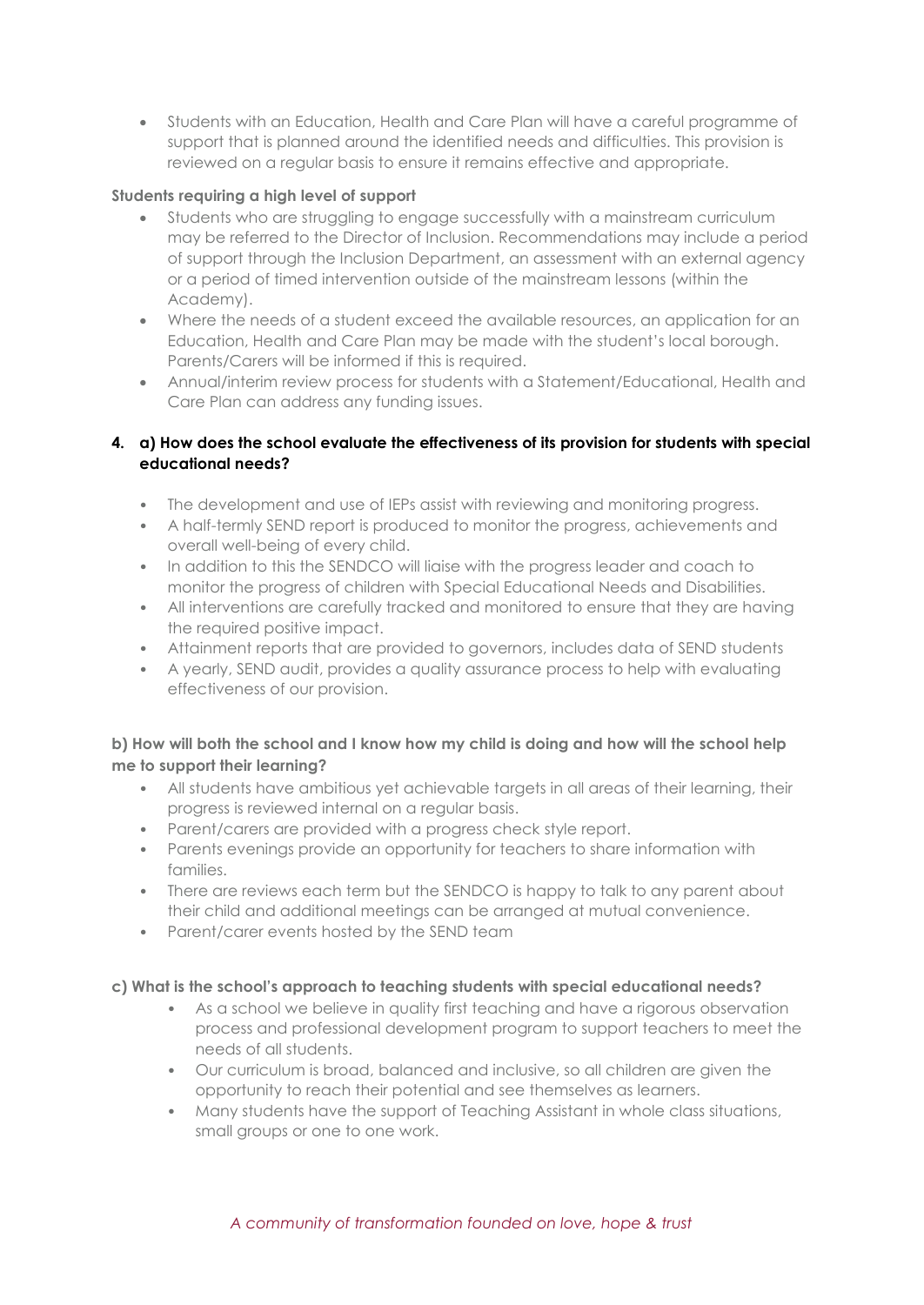- Students with an Education, Health and Care Plan will have a careful programme of support that is planned around the identified needs and difficulties. This provision is reviewed on a regular basis to ensure it remains effective and appropriate.

**Students requiring a high level of support**

- Students who are struggling to engage successfully with a mainstream curriculum may be referred to the Director of Inclusion. Recommendations may include a period of support through the Inclusion Department, an assessment with an external agency or a period of timed intervention outside of the mainstream lessons (within the Academy).
- Where the needs of a student exceed the available resources, an application for an Education, Health and Care Plan may be made with the student's local borough. Parents/Carers will be informed if this is required.
- Annual/interim review process for students with a Statement/Educational, Health and Care Plan can address any funding issues.

**4. a) How does the school evaluate the effectiveness of its provision for students with special educational needs?**

- The development and use of IEPs assist with reviewing and monitoring progress.
- A half-termly SEND report is produced to monitor the progress, achievements and overall well-being of every child.
- In addition to this the SENDCO will liaise with the progress leader and coach to monitor the progress of children with Special Educational Needs and Disabilities.
- All interventions are carefully tracked and monitored to ensure that they are having the required positive impact.
- Attainment reports that are provided to governors, includes data of SEND students
- A yearly, SEND audit, provides a quality assurance process to help with evaluating effectiveness of our provision.

**b) How will both the school and I know how my child is doing and how will the school help me to support their learning?**

- All students have ambitious yet achievable targets in all areas of their learning, their progress is reviewed internal on a regular basis.
- Parent/carers are provided with a progress check style report.
- Parents evenings provide an opportunity for teachers to share information with families.
- There are reviews each term but the SENDCO is happy to talk to any parent about their child and additional meetings can be arranged at mutual convenience.
- Parent/carer events hosted by the SEND team

**c) What is the school's approach to teaching students with special educational needs?**

- As a school we believe in quality first teaching and have a rigorous observation process and professional development program to support teachers to meet the needs of all students.
- Our curriculum is broad, balanced and inclusive, so all children are given the opportunity to reach their potential and see themselves as learners.
- Many students have the support of Teaching Assistant in whole class situations, small groups or one to one work.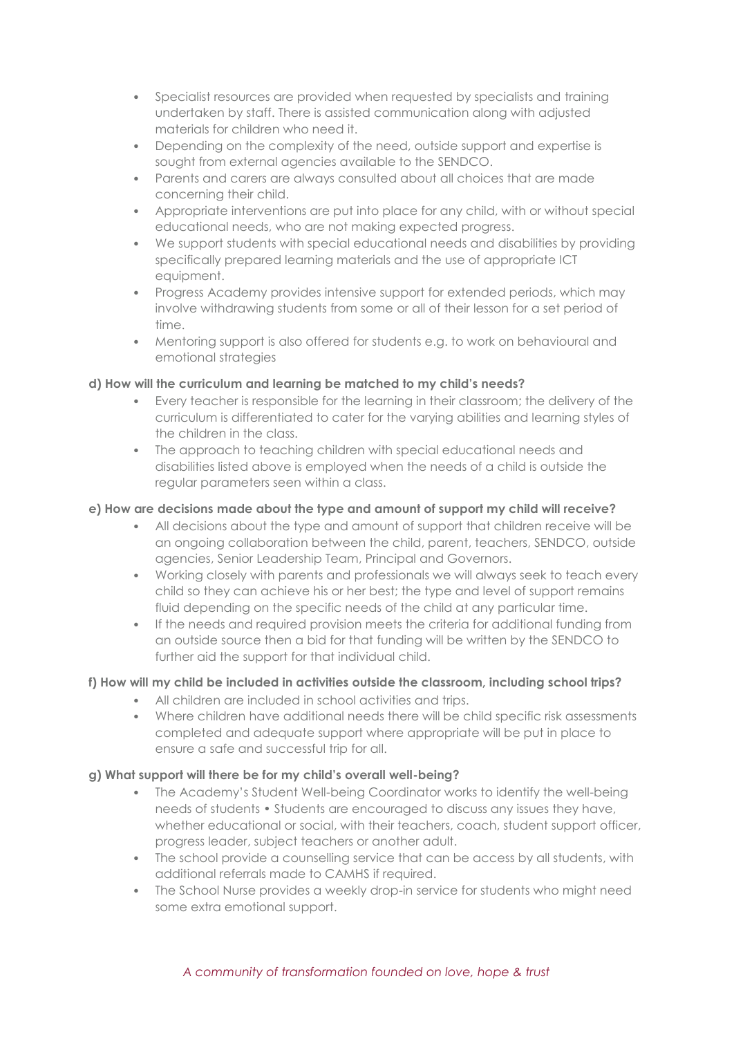- Specialist resources are provided when requested by specialists and training undertaken by staff. There is assisted communication along with adjusted materials for children who need it.
- Depending on the complexity of the need, outside support and expertise is sought from external agencies available to the SENDCO.
- Parents and carers are always consulted about all choices that are made concerning their child.
- Appropriate interventions are put into place for any child, with or without special educational needs, who are not making expected progress.
- We support students with special educational needs and disabilities by providing specifically prepared learning materials and the use of appropriate ICT equipment.
- Progress Academy provides intensive support for extended periods, which may involve withdrawing students from some or all of their lesson for a set period of time.
- Mentoring support is also offered for students e.g. to work on behavioural and emotional strategies

**d) How will the curriculum and learning be matched to my child's needs?**

- Every teacher is responsible for the learning in their classroom; the delivery of the curriculum is differentiated to cater for the varying abilities and learning styles of the children in the class.
- The approach to teaching children with special educational needs and disabilities listed above is employed when the needs of a child is outside the regular parameters seen within a class.

**e) How are decisions made about the type and amount of support my child will receive?**

- All decisions about the type and amount of support that children receive will be an ongoing collaboration between the child, parent, teachers, SENDCO, outside agencies, Senior Leadership Team, Principal and Governors.
- Working closely with parents and professionals we will always seek to teach every child so they can achieve his or her best; the type and level of support remains fluid depending on the specific needs of the child at any particular time.
- If the needs and required provision meets the criteria for additional funding from an outside source then a bid for that funding will be written by the SENDCO to further aid the support for that individual child.

**f) How will my child be included in activities outside the classroom, including school trips?**

- All children are included in school activities and trips.
- Where children have additional needs there will be child specific risk assessments completed and adequate support where appropriate will be put in place to ensure a safe and successful trip for all.

**g) What support will there be for my child's overall well-being?**

- The Academy's Student Well-being Coordinator works to identify the well-being needs of students • Students are encouraged to discuss any issues they have, whether educational or social, with their teachers, coach, student support officer, progress leader, subject teachers or another adult.
- The school provide a counselling service that can be access by all students, with additional referrals made to CAMHS if required.
- The School Nurse provides a weekly drop-in service for students who might need some extra emotional support.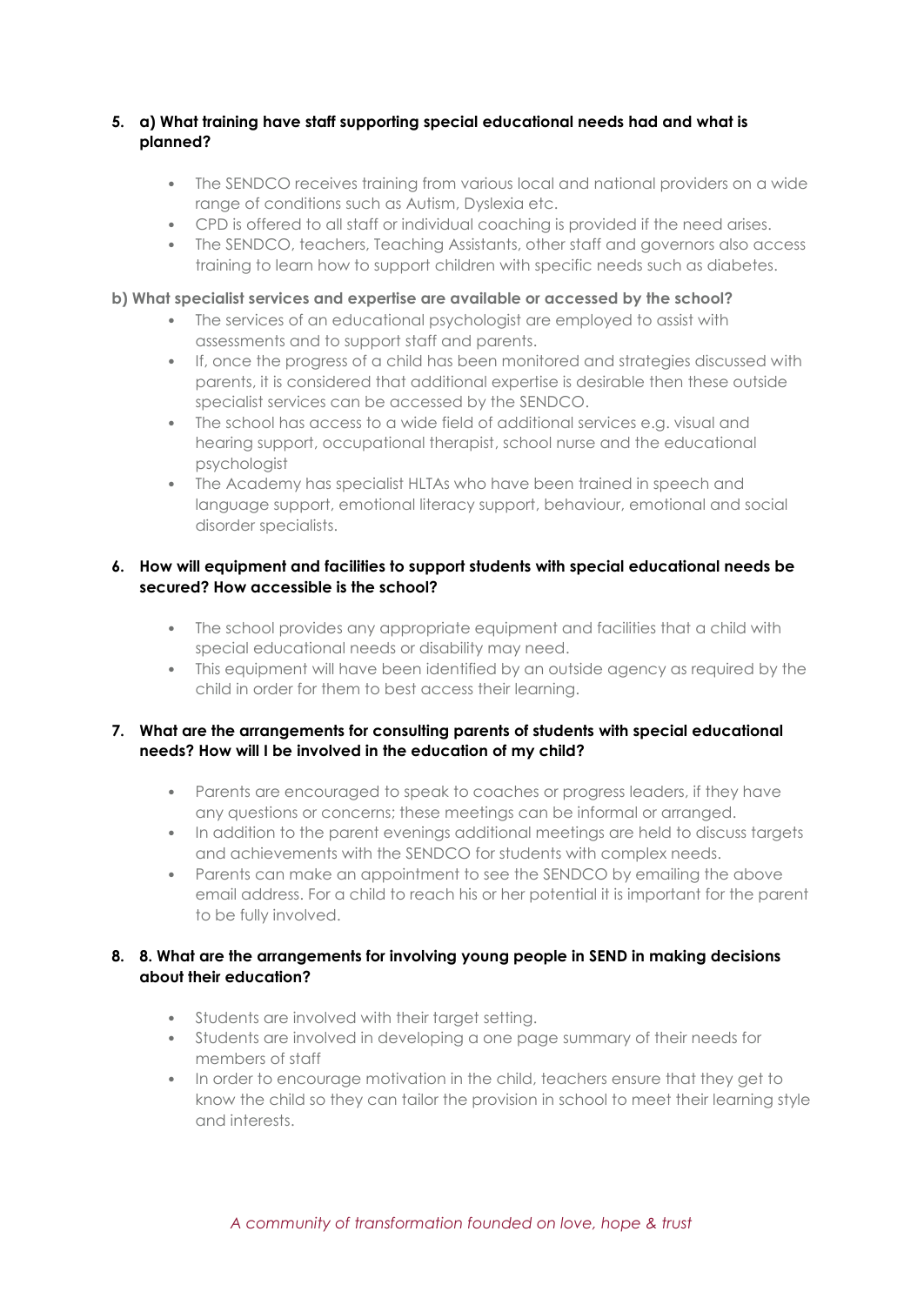**5. a) What training have staff supporting special educational needs had and what is planned?**

- The SENDCO receives training from various local and national providers on a wide range of conditions such as Autism, Dyslexia etc.
- CPD is offered to all staff or individual coaching is provided if the need arises.
- The SENDCO, teachers, Teaching Assistants, other staff and governors also access training to learn how to support children with specific needs such as diabetes.

**b) What specialist services and expertise are available or accessed by the school?**

- The services of an educational psychologist are employed to assist with assessments and to support staff and parents.
- If, once the progress of a child has been monitored and strategies discussed with parents, it is considered that additional expertise is desirable then these outside specialist services can be accessed by the SENDCO.
- The school has access to a wide field of additional services e.g. visual and hearing support, occupational therapist, school nurse and the educational psychologist
- The Academy has specialist HLTAs who have been trained in speech and language support, emotional literacy support, behaviour, emotional and social disorder specialists.

**6. How will equipment and facilities to support students with special educational needs be secured? How accessible is the school?**

- The school provides any appropriate equipment and facilities that a child with special educational needs or disability may need.
- This equipment will have been identified by an outside agency as required by the child in order for them to best access their learning.

**7. What are the arrangements for consulting parents of students with special educational needs? How will I be involved in the education of my child?**

- Parents are encouraged to speak to coaches or progress leaders, if they have any questions or concerns; these meetings can be informal or arranged.
- In addition to the parent evenings additional meetings are held to discuss targets and achievements with the SENDCO for students with complex needs.
- Parents can make an appointment to see the SENDCO by emailing the above email address. For a child to reach his or her potential it is important for the parent to be fully involved.

**8. 8. What are the arrangements for involving young people in SEND in making decisions about their education?**

- Students are involved with their target setting.
- Students are involved in developing a one page summary of their needs for members of staff
- In order to encourage motivation in the child, teachers ensure that they get to know the child so they can tailor the provision in school to meet their learning style and interests.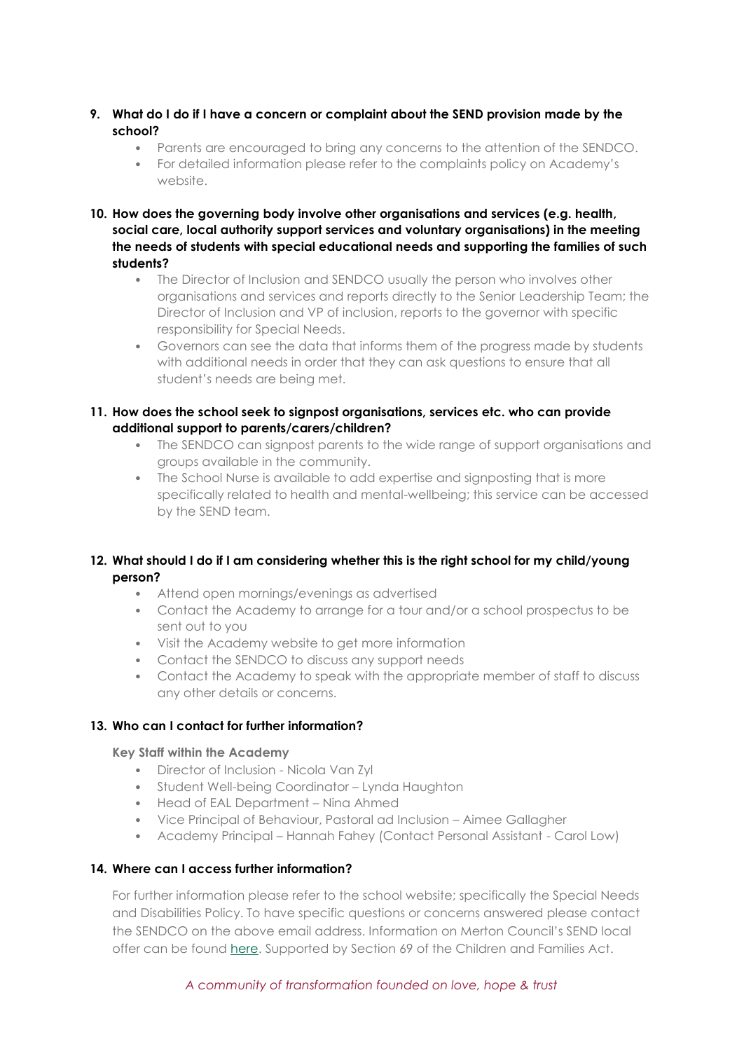9. **What do I do if I have a concern or complaint about the SEND provision made by the school?**
   - Parents are encouraged to bring any concerns to the attention of the SENDCO.
   - For detailed information please refer to the complaints policy on Academy's website.

10. **How does the governing body involve other organisations and services (e.g. health, social care, local authority support services and voluntary organisations) in the meeting the needs of students with special educational needs and supporting the families of such students?**
    - The Director of Inclusion and SENDCO usually the person who involves other organisations and services and reports directly to the Senior Leadership Team; the Director of Inclusion and VP of inclusion, reports to the governor with specific responsibility for Special Needs.
    - Governors can see the data that informs them of the progress made by students with additional needs in order that they can ask questions to ensure that all student's needs are being met.

11. **How does the school seek to signpost organisations, services etc. who can provide additional support to parents/carers/children?**
    - The SENDCO can signpost parents to the wide range of support organisations and groups available in the community.
    - The School Nurse is available to add expertise and signposting that is more specifically related to health and mental-wellbeing; this service can be accessed by the SEND team.

12. **What should I do if I am considering whether this is the right school for my child/young person?**
    - Attend open mornings/evenings as advertised
    - Contact the Academy to arrange for a tour and/or a school prospectus to be sent out to you
    - Visit the Academy website to get more information
    - Contact the SENDCO to discuss any support needs
    - Contact the Academy to speak with the appropriate member of staff to discuss any other details or concerns.

13. **Who can I contact for further information?**

    **Key Staff within the Academy**
    - Director of Inclusion - Nicola Van Zyl
    - Student Well-being Coordinator – Lynda Haughton
    - Head of EAL Department – Nina Ahmed
    - Vice Principal of Behaviour, Pastoral ad Inclusion – Aimee Gallagher
    - Academy Principal – Hannah Fahey (Contact Personal Assistant - Carol Low)

14. **Where can I access further information?**

    For further information please refer to the school website; specifically the Special Needs and Disabilities Policy. To have specific questions or concerns answered please contact the SENDCO on the above email address. Information on Merton Council's SEND local offer can be found here. Supported by Section 69 of the Children and Families Act.

*A community of transformation founded on love, hope & trust*